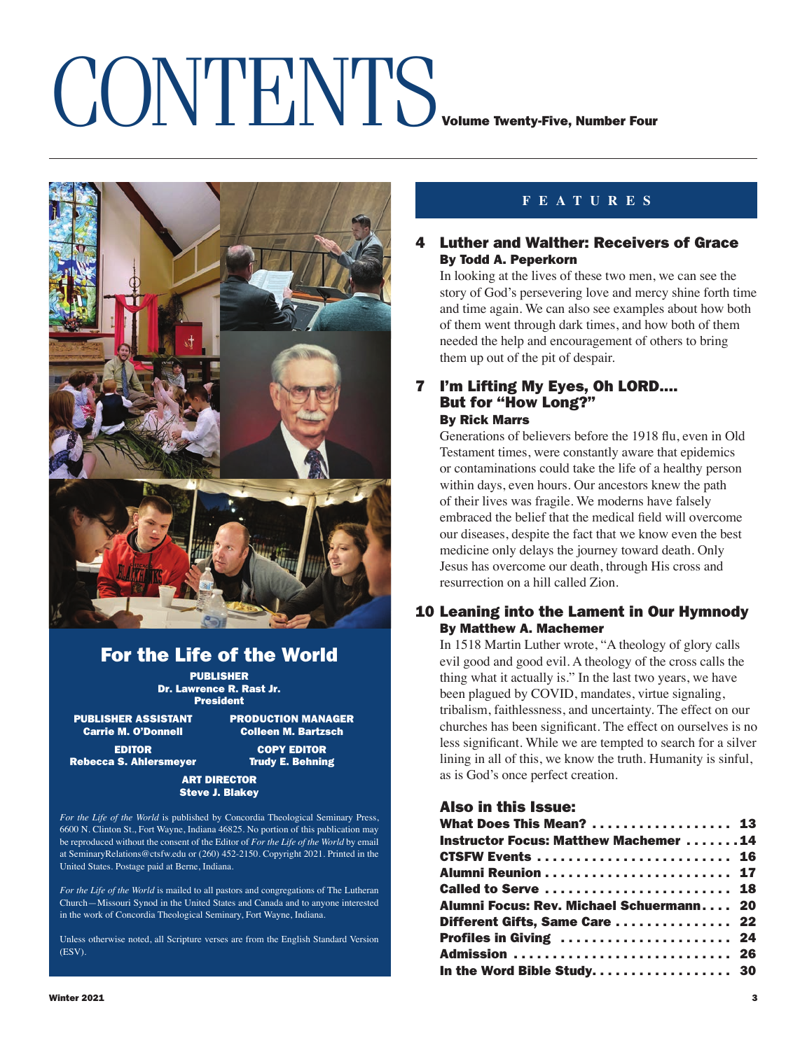# CONTENTS

**Volume Twenty-Five, Number Four**

## For the Life of the World

**PUBLISHER**
**Dr. Lawrence R. Rast Jr.**
**President**

**PUBLISHER ASSISTANT**
**Carrie M. O'Donnell**

**PRODUCTION MANAGER**
**Colleen M. Bartzsch**

**EDITOR**
**Rebecca S. Ahlersmeyer**

**COPY EDITOR**
**Trudy E. Behning**

**ART DIRECTOR**
**Steve J. Blakey**

*For the Life of the World* is published by Concordia Theological Seminary Press, 6600 N. Clinton St., Fort Wayne, Indiana 46825. No portion of this publication may be reproduced without the consent of the Editor of *For the Life of the World* by email at SeminaryRelations@ctsfw.edu or (260) 452-2150. Copyright 2021. Printed in the United States. Postage paid at Berne, Indiana.

*For the Life of the World* is mailed to all pastors and congregations of The Lutheran Church—Missouri Synod in the United States and Canada and to anyone interested in the work of Concordia Theological Seminary, Fort Wayne, Indiana.

Unless otherwise noted, all Scripture verses are from the English Standard Version (ESV).

## FEATURES

### 4 Luther and Walther: Receivers of Grace
**By Todd A. Peperkorn**

In looking at the lives of these two men, we can see the story of God's persevering love and mercy shine forth time and time again. We can also see examples about how both of them went through dark times, and how both of them needed the help and encouragement of others to bring them up out of the pit of despair.

### 7 I'm Lifting My Eyes, Oh LORD.... But for "How Long?"
**By Rick Marrs**

Generations of believers before the 1918 flu, even in Old Testament times, were constantly aware that epidemics or contaminations could take the life of a healthy person within days, even hours. Our ancestors knew the path of their lives was fragile. We moderns have falsely embraced the belief that the medical field will overcome our diseases, despite the fact that we know even the best medicine only delays the journey toward death. Only Jesus has overcome our death, through His cross and resurrection on a hill called Zion.

### 10 Leaning into the Lament in Our Hymnody
**By Matthew A. Machemer**

In 1518 Martin Luther wrote, "A theology of glory calls evil good and good evil. A theology of the cross calls the thing what it actually is." In the last two years, we have been plagued by COVID, mandates, virtue signaling, tribalism, faithlessness, and uncertainty. The effect on our churches has been significant. The effect on ourselves is no less significant. While we are tempted to search for a silver lining in all of this, we know the truth. Humanity is sinful, as is God's once perfect creation.

### Also in this Issue:

| | |
|---|---|
| **What Does This Mean?** | **13** |
| **Instructor Focus: Matthew Machemer** | **14** |
| **CTSFW Events** | **16** |
| **Alumni Reunion** | **17** |
| **Called to Serve** | **18** |
| **Alumni Focus: Rev. Michael Schuermann** | **20** |
| **Different Gifts, Same Care** | **22** |
| **Profiles in Giving** | **24** |
| **Admission** | **26** |
| **In the Word Bible Study** | **30** |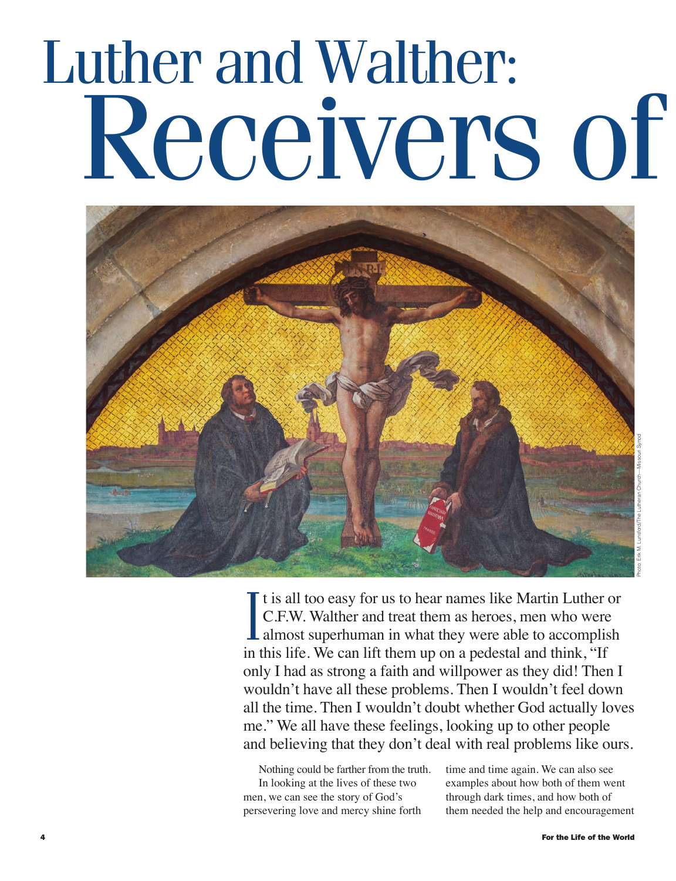# Luther and Walther: Receivers of

Photo: Erik M. Lunsford/The Lutheran Church—Missouri Synod

It is all too easy for us to hear names like Martin Luther or C.F.W. Walther and treat them as heroes, men who were almost superhuman in what they were able to accomplish in this life. We can lift them up on a pedestal and think, "If only I had as strong a faith and willpower as they did! Then I wouldn't have all these problems. Then I wouldn't feel down all the time. Then I wouldn't doubt whether God actually loves me." We all have these feelings, looking up to other people and believing that they don't deal with real problems like ours.

Nothing could be farther from the truth. In looking at the lives of these two men, we can see the story of God's persevering love and mercy shine forth time and time again. We can also see examples about how both of them went through dark times, and how both of them needed the help and encouragement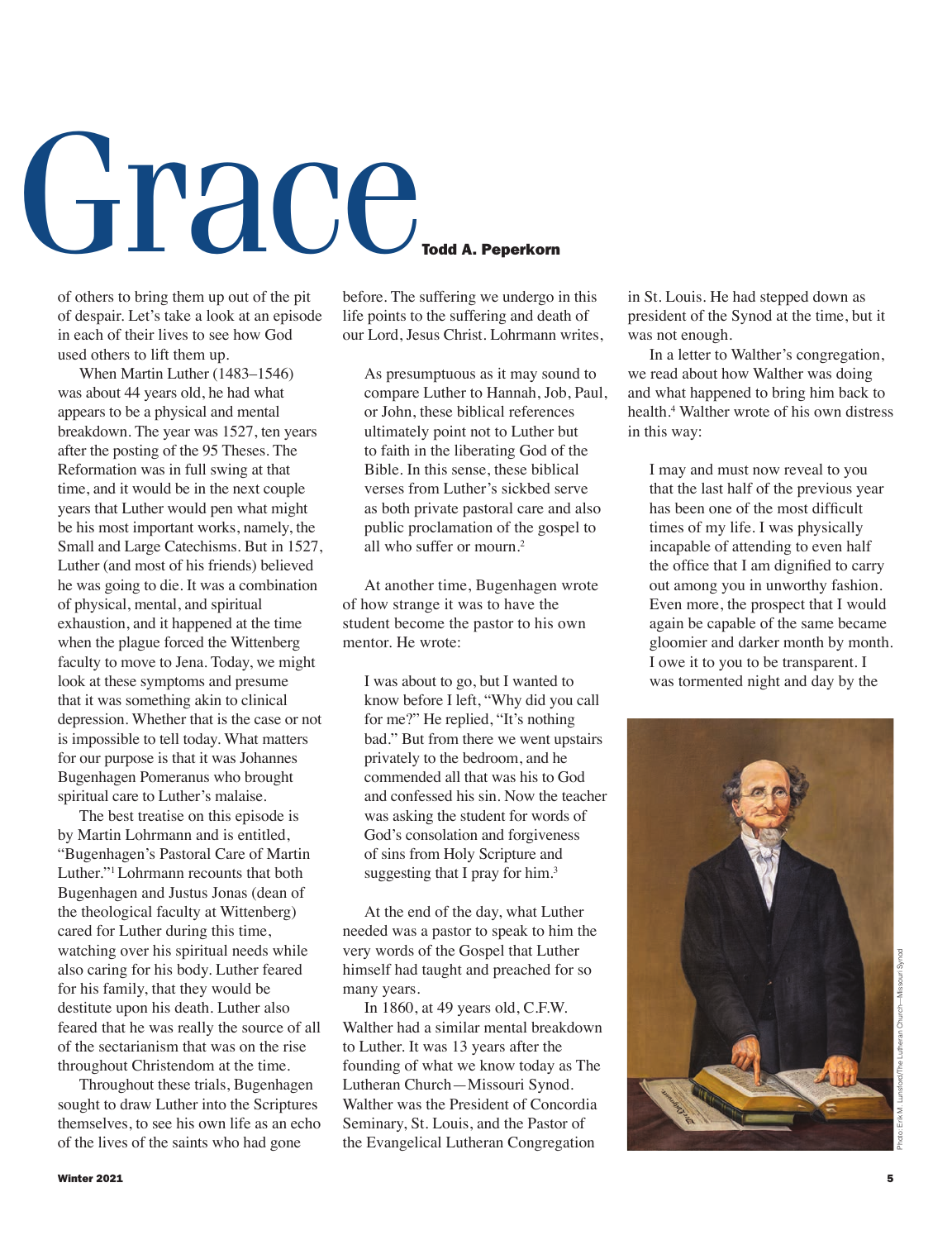# Grace

**Todd A. Peperkorn**

of others to bring them up out of the pit of despair. Let's take a look at an episode in each of their lives to see how God used others to lift them up.

When Martin Luther (1483–1546) was about 44 years old, he had what appears to be a physical and mental breakdown. The year was 1527, ten years after the posting of the 95 Theses. The Reformation was in full swing at that time, and it would be in the next couple years that Luther would pen what might be his most important works, namely, the Small and Large Catechisms. But in 1527, Luther (and most of his friends) believed he was going to die. It was a combination of physical, mental, and spiritual exhaustion, and it happened at the time when the plague forced the Wittenberg faculty to move to Jena. Today, we might look at these symptoms and presume that it was something akin to clinical depression. Whether that is the case or not is impossible to tell today. What matters for our purpose is that it was Johannes Bugenhagen Pomeranus who brought spiritual care to Luther's malaise.

The best treatise on this episode is by Martin Lohrmann and is entitled, "Bugenhagen's Pastoral Care of Martin Luther."[1] Lohrmann recounts that both Bugenhagen and Justus Jonas (dean of the theological faculty at Wittenberg) cared for Luther during this time, watching over his spiritual needs while also caring for his body. Luther feared for his family, that they would be destitute upon his death. Luther also feared that he was really the source of all of the sectarianism that was on the rise throughout Christendom at the time.

Throughout these trials, Bugenhagen sought to draw Luther into the Scriptures themselves, to see his own life as an echo of the lives of the saints who had gone before. The suffering we undergo in this life points to the suffering and death of our Lord, Jesus Christ. Lohrmann writes,

> As presumptuous as it may sound to compare Luther to Hannah, Job, Paul, or John, these biblical references ultimately point not to Luther but to faith in the liberating God of the Bible. In this sense, these biblical verses from Luther's sickbed serve as both private pastoral care and also public proclamation of the gospel to all who suffer or mourn.[2]

At another time, Bugenhagen wrote of how strange it was to have the student become the pastor to his own mentor. He wrote:

> I was about to go, but I wanted to know before I left, "Why did you call for me?" He replied, "It's nothing bad." But from there we went upstairs privately to the bedroom, and he commended all that was his to God and confessed his sin. Now the teacher was asking the student for words of God's consolation and forgiveness of sins from Holy Scripture and suggesting that I pray for him.[3]

At the end of the day, what Luther needed was a pastor to speak to him the very words of the Gospel that Luther himself had taught and preached for so many years.

In 1860, at 49 years old, C.F.W. Walther had a similar mental breakdown to Luther. It was 13 years after the founding of what we know today as The Lutheran Church—Missouri Synod. Walther was the President of Concordia Seminary, St. Louis, and the Pastor of the Evangelical Lutheran Congregation in St. Louis. He had stepped down as president of the Synod at the time, but it was not enough.

In a letter to Walther's congregation, we read about how Walther was doing and what happened to bring him back to health.[4] Walther wrote of his own distress in this way:

> I may and must now reveal to you that the last half of the previous year has been one of the most difficult times of my life. I was physically incapable of attending to even half the office that I am dignified to carry out among you in unworthy fashion. Even more, the prospect that I would again be capable of the same became gloomier and darker month by month. I owe it to you to be transparent. I was tormented night and day by the

Photo: Erik M. Lunsford/The Lutheran Church—Missouri Synod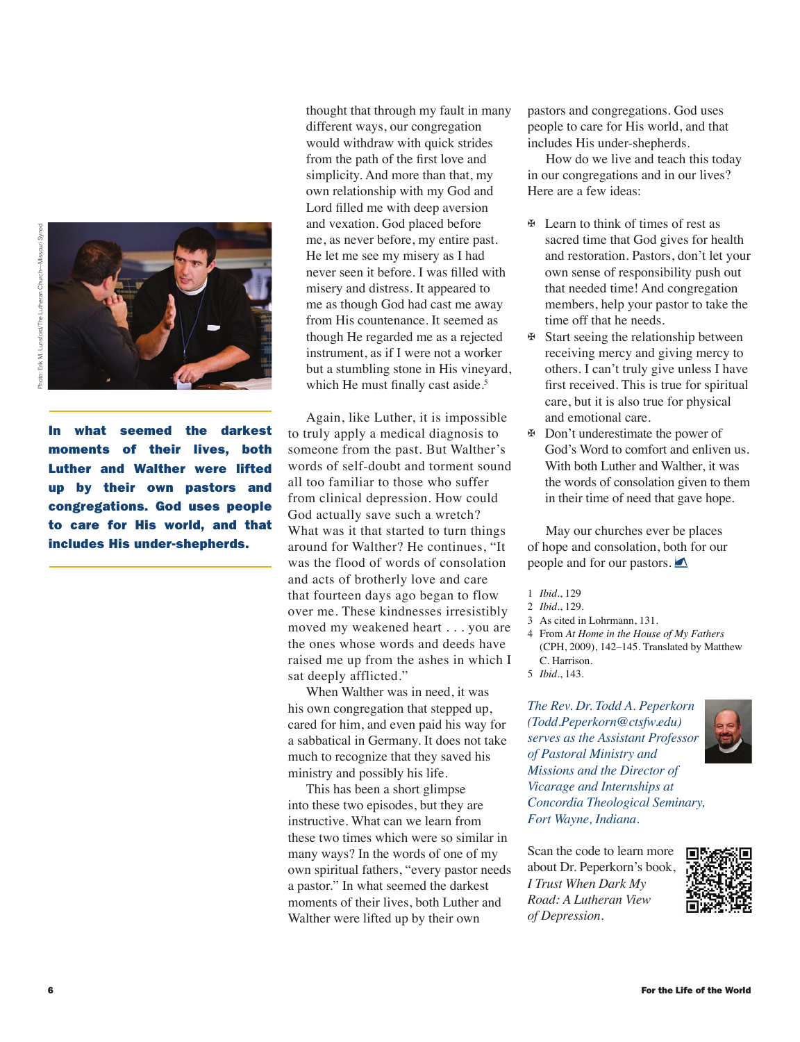thought that through my fault in many different ways, our congregation would withdraw with quick strides from the path of the first love and simplicity. And more than that, my own relationship with my God and Lord filled me with deep aversion and vexation. God placed before me, as never before, my entire past. He let me see my misery as I had never seen it before. I was filled with misery and distress. It appeared to me as though God had cast me away from His countenance. It seemed as though He regarded me as a rejected instrument, as if I were not a worker but a stumbling stone in His vineyard, which He must finally cast aside.[5]

Again, like Luther, it is impossible to truly apply a medical diagnosis to someone from the past. But Walther's words of self-doubt and torment sound all too familiar to those who suffer from clinical depression. How could God actually save such a wretch? What was it that started to turn things around for Walther? He continues, "It was the flood of words of consolation and acts of brotherly love and care that fourteen days ago began to flow over me. These kindnesses irresistibly moved my weakened heart . . . you are the ones whose words and deeds have raised me up from the ashes in which I sat deeply afflicted."

When Walther was in need, it was his own congregation that stepped up, cared for him, and even paid his way for a sabbatical in Germany. It does not take much to recognize that they saved his ministry and possibly his life.

This has been a short glimpse into these two episodes, but they are instructive. What can we learn from these two times which were so similar in many ways? In the words of one of my own spiritual fathers, "every pastor needs a pastor." In what seemed the darkest moments of their lives, both Luther and Walther were lifted up by their own pastors and congregations. God uses people to care for His world, and that includes His under-shepherds.

**In what seemed the darkest moments of their lives, both Luther and Walther were lifted up by their own pastors and congregations. God uses people to care for His world, and that includes His under-shepherds.**

How do we live and teach this today in our congregations and in our lives? Here are a few ideas:

- Learn to think of times of rest as sacred time that God gives for health and restoration. Pastors, don't let your own sense of responsibility push out that needed time! And congregation members, help your pastor to take the time off that he needs.
- Start seeing the relationship between receiving mercy and giving mercy to others. I can't truly give unless I have first received. This is true for spiritual care, but it is also true for physical and emotional care.
- Don't underestimate the power of God's Word to comfort and enliven us. With both Luther and Walther, it was the words of consolation given to them in their time of need that gave hope.

May our churches ever be places of hope and consolation, both for our people and for our pastors.

1 *Ibid.*, 129
2 *Ibid.*, 129.
3 As cited in Lohrmann, 131.
4 From *At Home in the House of My Fathers* (CPH, 2009), 142–145. Translated by Matthew C. Harrison.
5 *Ibid.*, 143.

*The Rev. Dr. Todd A. Peperkorn (Todd.Peperkorn@ctsfw.edu) serves as the Assistant Professor of Pastoral Ministry and Missions and the Director of Vicarage and Internships at Concordia Theological Seminary, Fort Wayne, Indiana.*

Scan the code to learn more about Dr. Peperkorn's book, *I Trust When Dark My Road: A Lutheran View of Depression.*